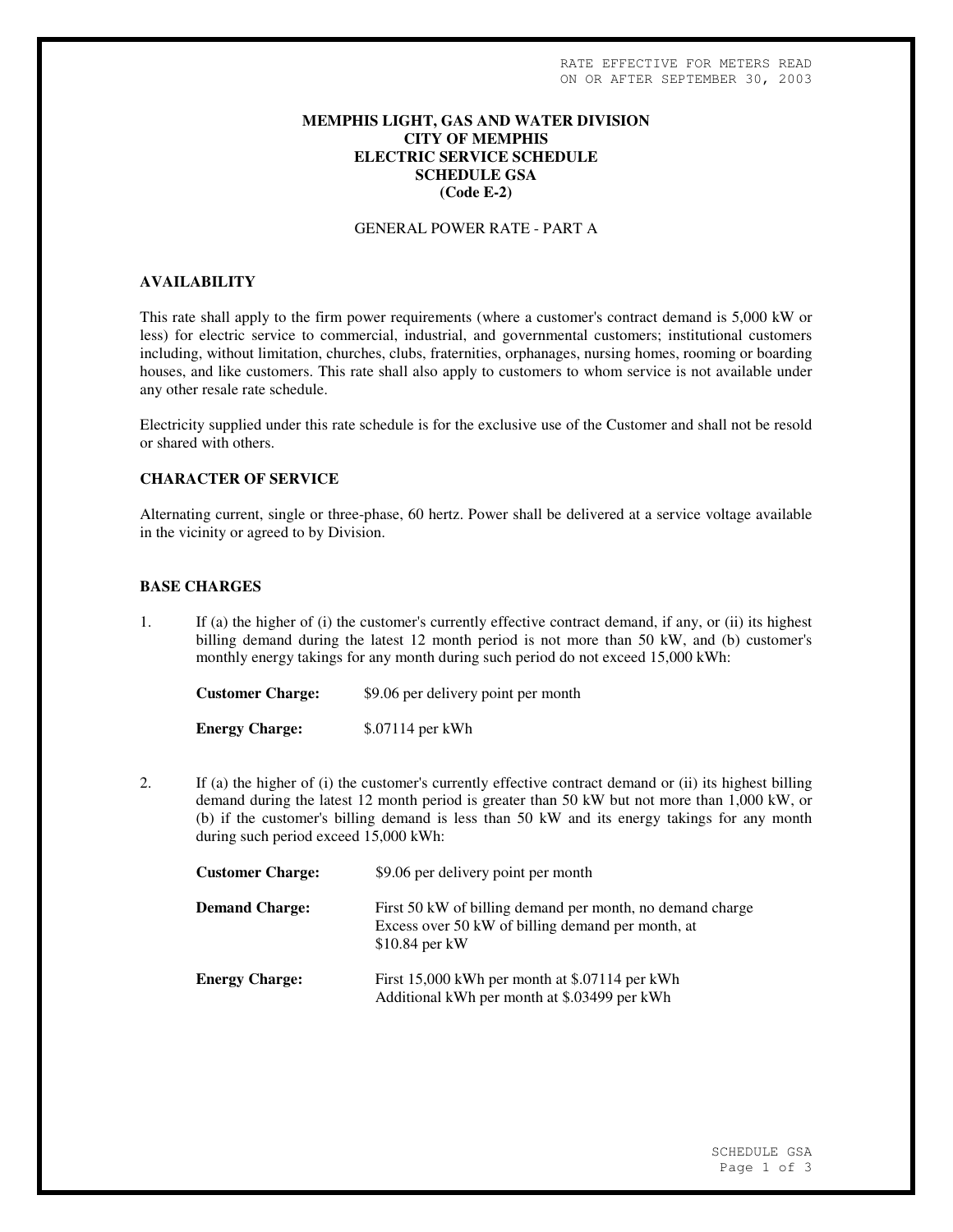RATE EFFECTIVE FOR METERS READ
ON OR AFTER SEPTEMBER 30, 2003

**MEMPHIS LIGHT, GAS AND WATER DIVISION**
**CITY OF MEMPHIS**
**ELECTRIC SERVICE SCHEDULE**
**SCHEDULE GSA**
**(Code E-2)**

GENERAL POWER RATE - PART A

## AVAILABILITY

This rate shall apply to the firm power requirements (where a customer's contract demand is 5,000 kW or less) for electric service to commercial, industrial, and governmental customers; institutional customers including, without limitation, churches, clubs, fraternities, orphanages, nursing homes, rooming or boarding houses, and like customers. This rate shall also apply to customers to whom service is not available under any other resale rate schedule.

Electricity supplied under this rate schedule is for the exclusive use of the Customer and shall not be resold or shared with others.

## CHARACTER OF SERVICE

Alternating current, single or three-phase, 60 hertz. Power shall be delivered at a service voltage available in the vicinity or agreed to by Division.

## BASE CHARGES

1. If (a) the higher of (i) the customer's currently effective contract demand, if any, or (ii) its highest billing demand during the latest 12 month period is not more than 50 kW, and (b) customer's monthly energy takings for any month during such period do not exceed 15,000 kWh:

   **Customer Charge:** $9.06 per delivery point per month

   **Energy Charge:** $.07114 per kWh

2. If (a) the higher of (i) the customer's currently effective contract demand or (ii) its highest billing demand during the latest 12 month period is greater than 50 kW but not more than 1,000 kW, or (b) if the customer's billing demand is less than 50 kW and its energy takings for any month during such period exceed 15,000 kWh:

   **Customer Charge:** $9.06 per delivery point per month

   **Demand Charge:** First 50 kW of billing demand per month, no demand charge
   Excess over 50 kW of billing demand per month, at $10.84 per kW

   **Energy Charge:** First 15,000 kWh per month at $.07114 per kWh
   Additional kWh per month at $.03499 per kWh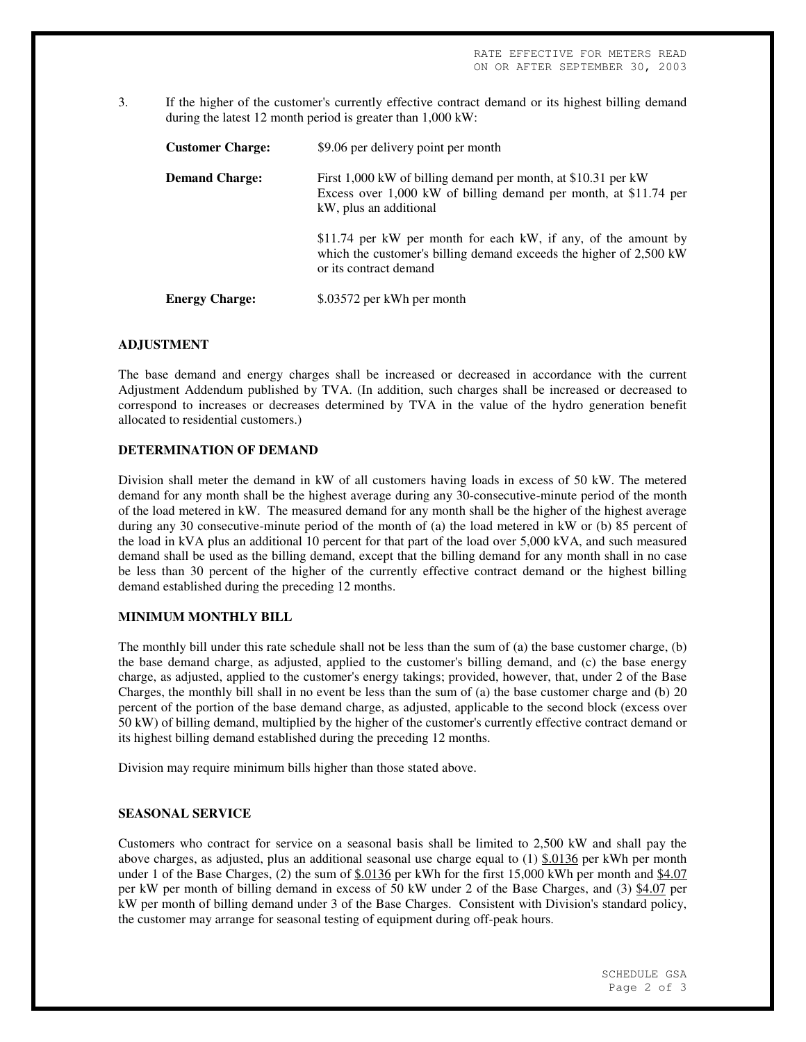3. If the higher of the customer's currently effective contract demand or its highest billing demand during the latest 12 month period is greater than 1,000 kW:

| | |
|---|---|
| **Customer Charge:** | $9.06 per delivery point per month |
| **Demand Charge:** | First 1,000 kW of billing demand per month, at $10.31 per kW<br>Excess over 1,000 kW of billing demand per month, at $11.74 per kW, plus an additional<br><br>$11.74 per kW per month for each kW, if any, of the amount by which the customer's billing demand exceeds the higher of 2,500 kW or its contract demand |
| **Energy Charge:** | $.03572 per kWh per month |

### ADJUSTMENT

The base demand and energy charges shall be increased or decreased in accordance with the current Adjustment Addendum published by TVA. (In addition, such charges shall be increased or decreased to correspond to increases or decreases determined by TVA in the value of the hydro generation benefit allocated to residential customers.)

### DETERMINATION OF DEMAND

Division shall meter the demand in kW of all customers having loads in excess of 50 kW. The metered demand for any month shall be the highest average during any 30-consecutive-minute period of the month of the load metered in kW. The measured demand for any month shall be the higher of the highest average during any 30 consecutive-minute period of the month of (a) the load metered in kW or (b) 85 percent of the load in kVA plus an additional 10 percent for that part of the load over 5,000 kVA, and such measured demand shall be used as the billing demand, except that the billing demand for any month shall in no case be less than 30 percent of the higher of the currently effective contract demand or the highest billing demand established during the preceding 12 months.

### MINIMUM MONTHLY BILL

The monthly bill under this rate schedule shall not be less than the sum of (a) the base customer charge, (b) the base demand charge, as adjusted, applied to the customer's billing demand, and (c) the base energy charge, as adjusted, applied to the customer's energy takings; provided, however, that, under 2 of the Base Charges, the monthly bill shall in no event be less than the sum of (a) the base customer charge and (b) 20 percent of the portion of the base demand charge, as adjusted, applicable to the second block (excess over 50 kW) of billing demand, multiplied by the higher of the customer's currently effective contract demand or its highest billing demand established during the preceding 12 months.

Division may require minimum bills higher than those stated above.

### SEASONAL SERVICE

Customers who contract for service on a seasonal basis shall be limited to 2,500 kW and shall pay the above charges, as adjusted, plus an additional seasonal use charge equal to (1) $.0136 per kWh per month under 1 of the Base Charges, (2) the sum of $.0136 per kWh for the first 15,000 kWh per month and $4.07 per kW per month of billing demand in excess of 50 kW under 2 of the Base Charges, and (3) $4.07 per kW per month of billing demand under 3 of the Base Charges. Consistent with Division's standard policy, the customer may arrange for seasonal testing of equipment during off-peak hours.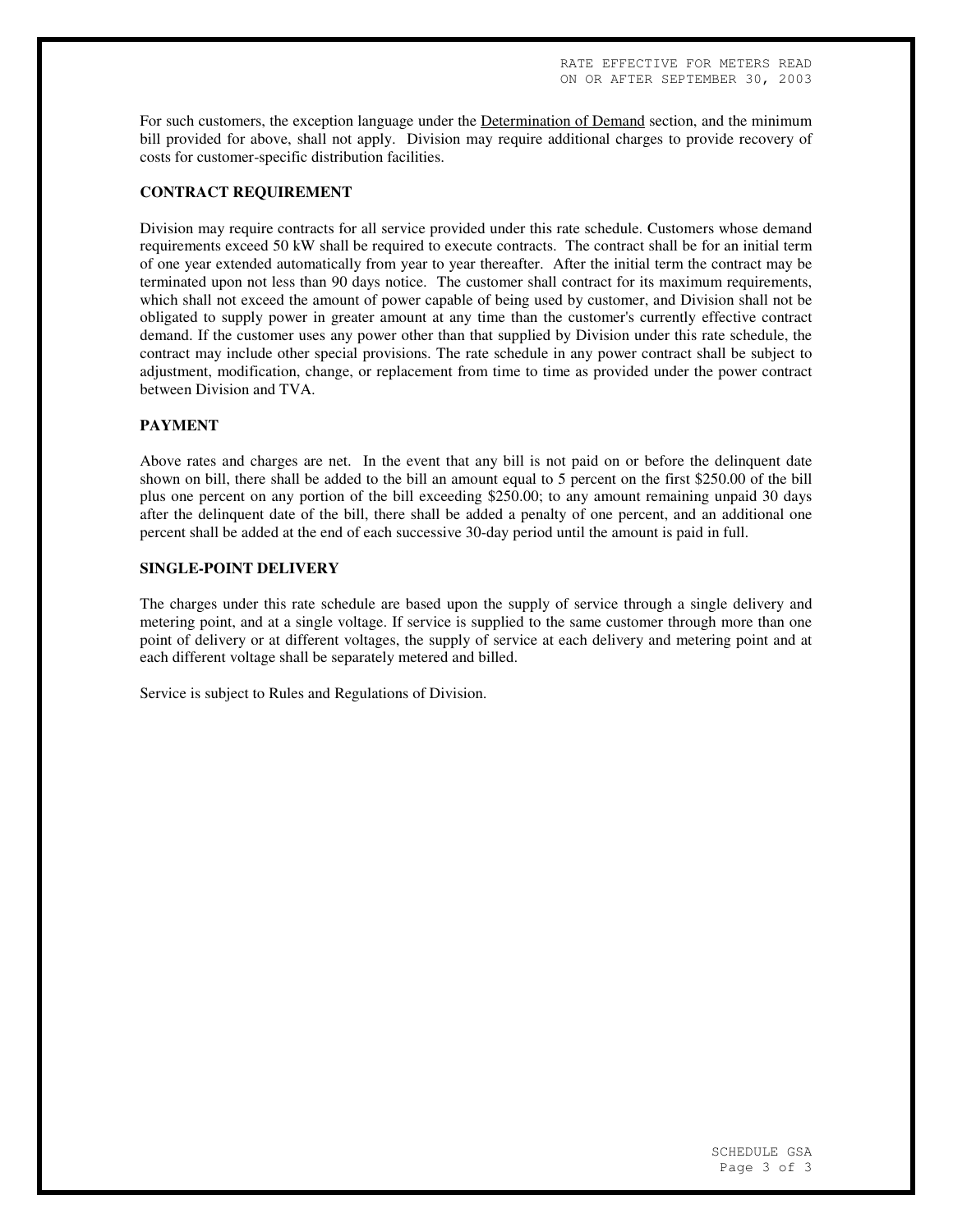For such customers, the exception language under the Determination of Demand section, and the minimum bill provided for above, shall not apply. Division may require additional charges to provide recovery of costs for customer-specific distribution facilities.

**CONTRACT REQUIREMENT**

Division may require contracts for all service provided under this rate schedule. Customers whose demand requirements exceed 50 kW shall be required to execute contracts. The contract shall be for an initial term of one year extended automatically from year to year thereafter. After the initial term the contract may be terminated upon not less than 90 days notice. The customer shall contract for its maximum requirements, which shall not exceed the amount of power capable of being used by customer, and Division shall not be obligated to supply power in greater amount at any time than the customer's currently effective contract demand. If the customer uses any power other than that supplied by Division under this rate schedule, the contract may include other special provisions. The rate schedule in any power contract shall be subject to adjustment, modification, change, or replacement from time to time as provided under the power contract between Division and TVA.

**PAYMENT**

Above rates and charges are net. In the event that any bill is not paid on or before the delinquent date shown on bill, there shall be added to the bill an amount equal to 5 percent on the first $250.00 of the bill plus one percent on any portion of the bill exceeding $250.00; to any amount remaining unpaid 30 days after the delinquent date of the bill, there shall be added a penalty of one percent, and an additional one percent shall be added at the end of each successive 30-day period until the amount is paid in full.

**SINGLE-POINT DELIVERY**

The charges under this rate schedule are based upon the supply of service through a single delivery and metering point, and at a single voltage. If service is supplied to the same customer through more than one point of delivery or at different voltages, the supply of service at each delivery and metering point and at each different voltage shall be separately metered and billed.

Service is subject to Rules and Regulations of Division.